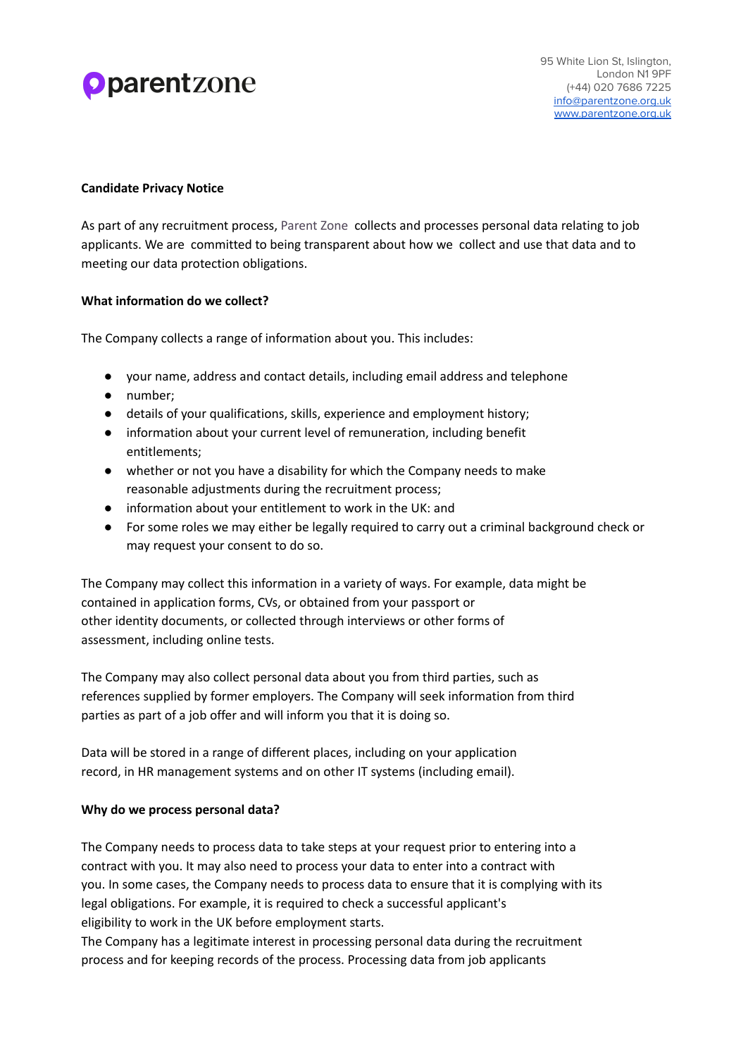parentzone

95 White Lion St, Islington,
London N1 9PF
(+44) 020 7686 7225
info@parentzone.org.uk
www.parentzone.org.uk

**Candidate Privacy Notice**

As part of any recruitment process, Parent Zone collects and processes personal data relating to job applicants. We are committed to being transparent about how we collect and use that data and to meeting our data protection obligations.

**What information do we collect?**

The Company collects a range of information about you. This includes:

- your name, address and contact details, including email address and telephone
- number;
- details of your qualifications, skills, experience and employment history;
- information about your current level of remuneration, including benefit entitlements;
- whether or not you have a disability for which the Company needs to make reasonable adjustments during the recruitment process;
- information about your entitlement to work in the UK: and
- For some roles we may either be legally required to carry out a criminal background check or may request your consent to do so.

The Company may collect this information in a variety of ways. For example, data might be contained in application forms, CVs, or obtained from your passport or other identity documents, or collected through interviews or other forms of assessment, including online tests.

The Company may also collect personal data about you from third parties, such as references supplied by former employers. The Company will seek information from third parties as part of a job offer and will inform you that it is doing so.

Data will be stored in a range of different places, including on your application record, in HR management systems and on other IT systems (including email).

**Why do we process personal data?**

The Company needs to process data to take steps at your request prior to entering into a contract with you. It may also need to process your data to enter into a contract with you. In some cases, the Company needs to process data to ensure that it is complying with its legal obligations. For example, it is required to check a successful applicant's eligibility to work in the UK before employment starts.
The Company has a legitimate interest in processing personal data during the recruitment process and for keeping records of the process. Processing data from job applicants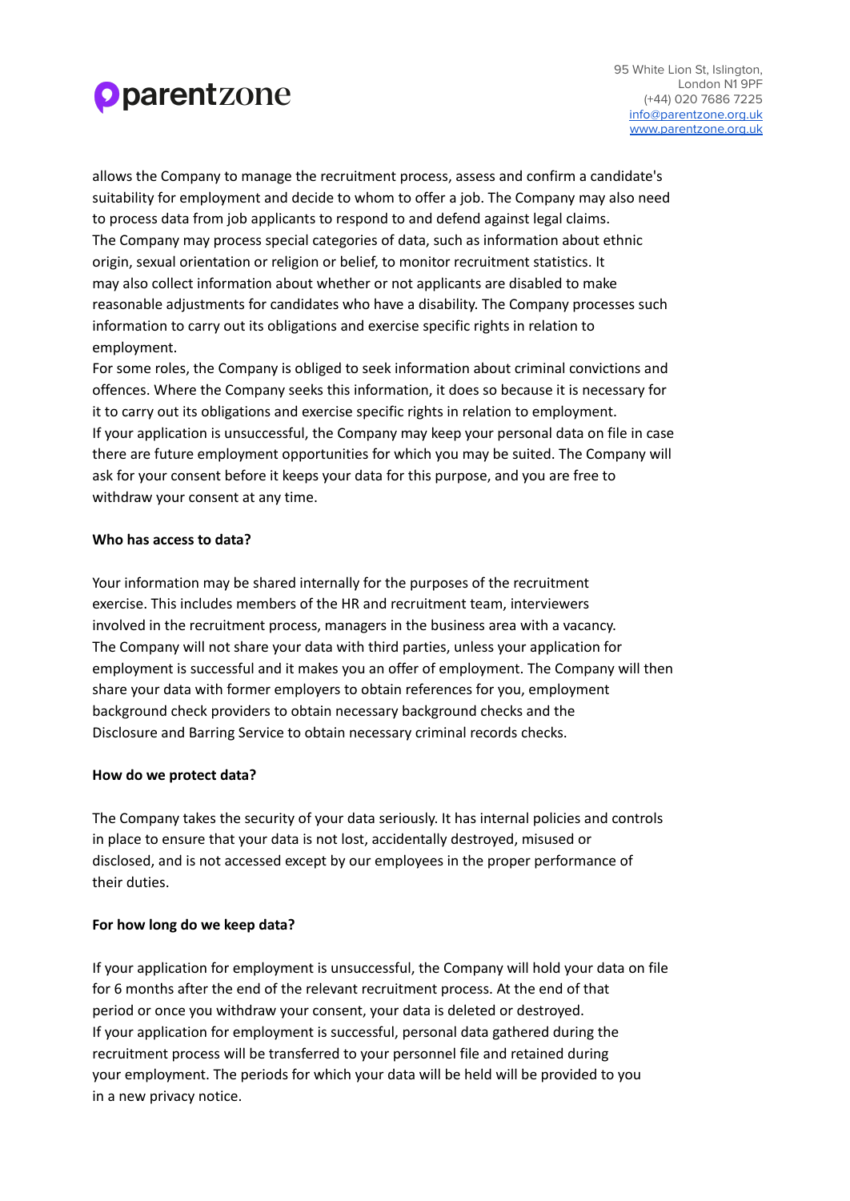allows the Company to manage the recruitment process, assess and confirm a candidate's suitability for employment and decide to whom to offer a job. The Company may also need to process data from job applicants to respond to and defend against legal claims.

The Company may process special categories of data, such as information about ethnic origin, sexual orientation or religion or belief, to monitor recruitment statistics. It may also collect information about whether or not applicants are disabled to make reasonable adjustments for candidates who have a disability. The Company processes such information to carry out its obligations and exercise specific rights in relation to employment.

For some roles, the Company is obliged to seek information about criminal convictions and offences. Where the Company seeks this information, it does so because it is necessary for it to carry out its obligations and exercise specific rights in relation to employment.

If your application is unsuccessful, the Company may keep your personal data on file in case there are future employment opportunities for which you may be suited. The Company will ask for your consent before it keeps your data for this purpose, and you are free to withdraw your consent at any time.

**Who has access to data?**

Your information may be shared internally for the purposes of the recruitment exercise. This includes members of the HR and recruitment team, interviewers involved in the recruitment process, managers in the business area with a vacancy.

The Company will not share your data with third parties, unless your application for employment is successful and it makes you an offer of employment. The Company will then share your data with former employers to obtain references for you, employment background check providers to obtain necessary background checks and the Disclosure and Barring Service to obtain necessary criminal records checks.

**How do we protect data?**

The Company takes the security of your data seriously. It has internal policies and controls in place to ensure that your data is not lost, accidentally destroyed, misused or disclosed, and is not accessed except by our employees in the proper performance of their duties.

**For how long do we keep data?**

If your application for employment is unsuccessful, the Company will hold your data on file for 6 months after the end of the relevant recruitment process. At the end of that period or once you withdraw your consent, your data is deleted or destroyed.

If your application for employment is successful, personal data gathered during the recruitment process will be transferred to your personnel file and retained during your employment. The periods for which your data will be held will be provided to you in a new privacy notice.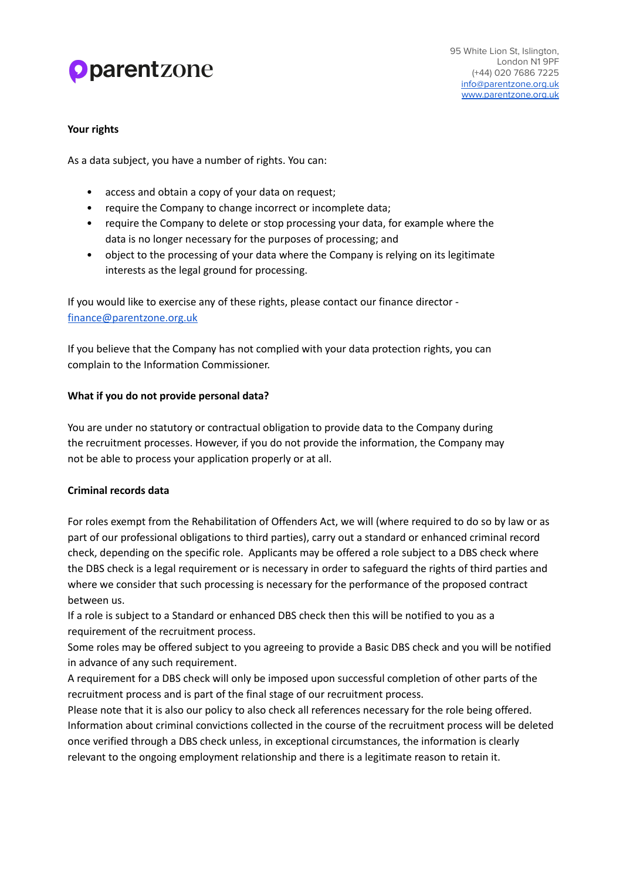**Your rights**

As a data subject, you have a number of rights. You can:

- access and obtain a copy of your data on request;
- require the Company to change incorrect or incomplete data;
- require the Company to delete or stop processing your data, for example where the data is no longer necessary for the purposes of processing; and
- object to the processing of your data where the Company is relying on its legitimate interests as the legal ground for processing.

If you would like to exercise any of these rights, please contact our finance director - finance@parentzone.org.uk

If you believe that the Company has not complied with your data protection rights, you can complain to the Information Commissioner.

**What if you do not provide personal data?**

You are under no statutory or contractual obligation to provide data to the Company during the recruitment processes. However, if you do not provide the information, the Company may not be able to process your application properly or at all.

**Criminal records data**

For roles exempt from the Rehabilitation of Offenders Act, we will (where required to do so by law or as part of our professional obligations to third parties), carry out a standard or enhanced criminal record check, depending on the specific role. Applicants may be offered a role subject to a DBS check where the DBS check is a legal requirement or is necessary in order to safeguard the rights of third parties and where we consider that such processing is necessary for the performance of the proposed contract between us.

If a role is subject to a Standard or enhanced DBS check then this will be notified to you as a requirement of the recruitment process.

Some roles may be offered subject to you agreeing to provide a Basic DBS check and you will be notified in advance of any such requirement.

A requirement for a DBS check will only be imposed upon successful completion of other parts of the recruitment process and is part of the final stage of our recruitment process.

Please note that it is also our policy to also check all references necessary for the role being offered. Information about criminal convictions collected in the course of the recruitment process will be deleted once verified through a DBS check unless, in exceptional circumstances, the information is clearly relevant to the ongoing employment relationship and there is a legitimate reason to retain it.